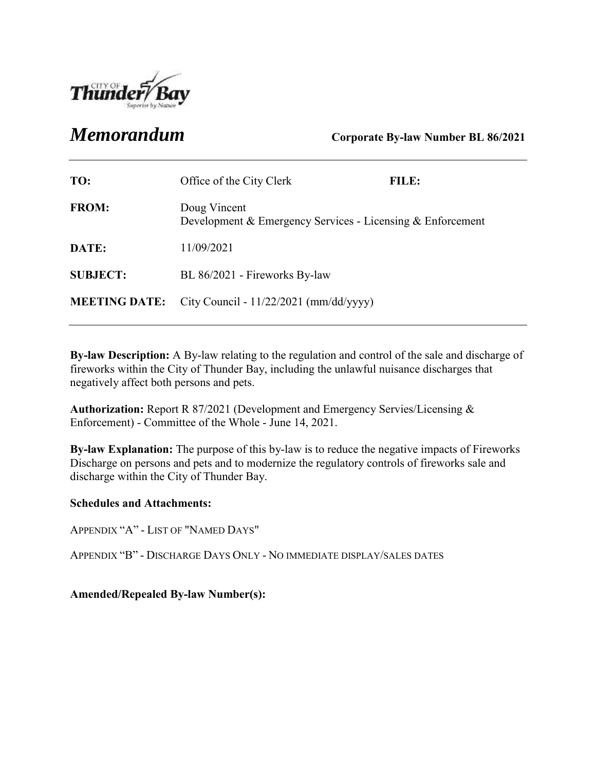# *Memorandum*

**Corporate By-law Number BL 86/2021**

| | | | |
|---|---|---|---|
| **TO:** | Office of the City Clerk | **FILE:** | |
| **FROM:** | Doug Vincent<br>Development & Emergency Services - Licensing & Enforcement | | |
| **DATE:** | 11/09/2021 | | |
| **SUBJECT:** | BL 86/2021 - Fireworks By-law | | |
| **MEETING DATE:** | City Council - 11/22/2021 (mm/dd/yyyy) | | |

**By-law Description:** A By-law relating to the regulation and control of the sale and discharge of fireworks within the City of Thunder Bay, including the unlawful nuisance discharges that negatively affect both persons and pets.

**Authorization:** Report R 87/2021 (Development and Emergency Servies/Licensing & Enforcement) - Committee of the Whole - June 14, 2021.

**By-law Explanation:** The purpose of this by-law is to reduce the negative impacts of Fireworks Discharge on persons and pets and to modernize the regulatory controls of fireworks sale and discharge within the City of Thunder Bay.

**Schedules and Attachments:**

APPENDIX "A" - LIST OF "NAMED DAYS"

APPENDIX "B" - DISCHARGE DAYS ONLY - NO IMMEDIATE DISPLAY/SALES DATES

**Amended/Repealed By-law Number(s):**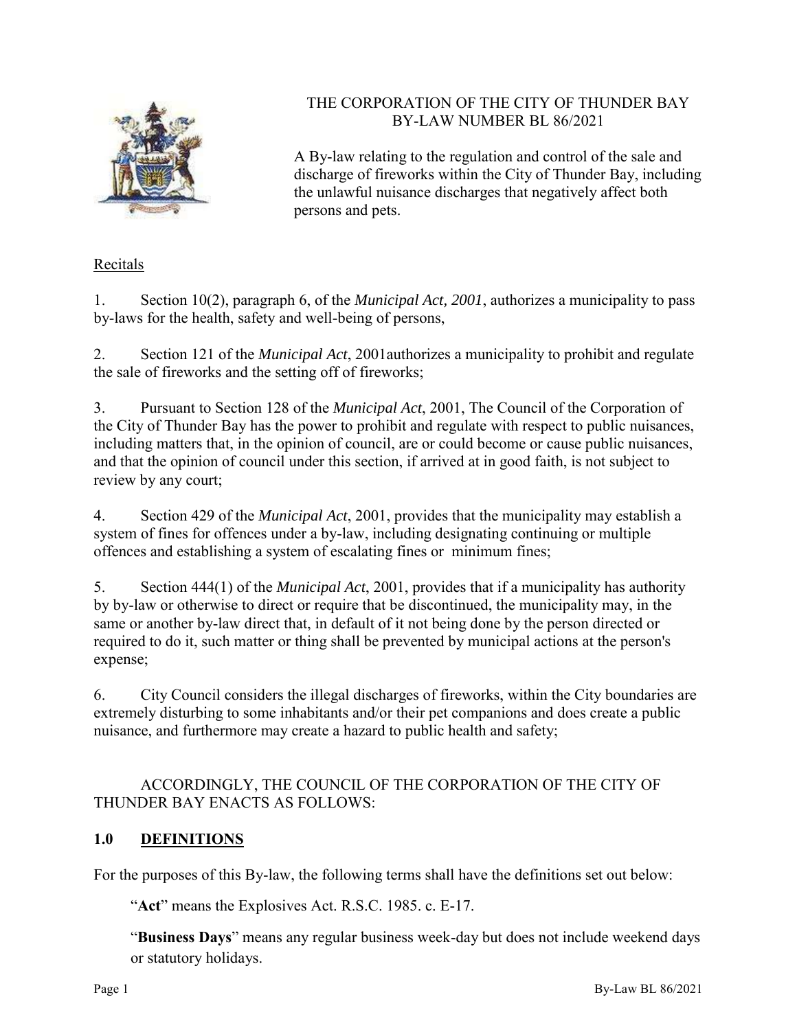THE CORPORATION OF THE CITY OF THUNDER BAY
BY-LAW NUMBER BL 86/2021

A By-law relating to the regulation and control of the sale and discharge of fireworks within the City of Thunder Bay, including the unlawful nuisance discharges that negatively affect both persons and pets.

Recitals

1. Section 10(2), paragraph 6, of the *Municipal Act, 2001*, authorizes a municipality to pass by-laws for the health, safety and well-being of persons,

2. Section 121 of the *Municipal Act*, 2001authorizes a municipality to prohibit and regulate the sale of fireworks and the setting off of fireworks;

3. Pursuant to Section 128 of the *Municipal Act*, 2001, The Council of the Corporation of the City of Thunder Bay has the power to prohibit and regulate with respect to public nuisances, including matters that, in the opinion of council, are or could become or cause public nuisances, and that the opinion of council under this section, if arrived at in good faith, is not subject to review by any court;

4. Section 429 of the *Municipal Act*, 2001, provides that the municipality may establish a system of fines for offences under a by-law, including designating continuing or multiple offences and establishing a system of escalating fines or minimum fines;

5. Section 444(1) of the *Municipal Act*, 2001, provides that if a municipality has authority by by-law or otherwise to direct or require that be discontinued, the municipality may, in the same or another by-law direct that, in default of it not being done by the person directed or required to do it, such matter or thing shall be prevented by municipal actions at the person's expense;

6. City Council considers the illegal discharges of fireworks, within the City boundaries are extremely disturbing to some inhabitants and/or their pet companions and does create a public nuisance, and furthermore may create a hazard to public health and safety;

ACCORDINGLY, THE COUNCIL OF THE CORPORATION OF THE CITY OF THUNDER BAY ENACTS AS FOLLOWS:

## 1.0 DEFINITIONS

For the purposes of this By-law, the following terms shall have the definitions set out below:

"**Act**" means the Explosives Act. R.S.C. 1985. c. E-17.

"**Business Days**" means any regular business week-day but does not include weekend days or statutory holidays.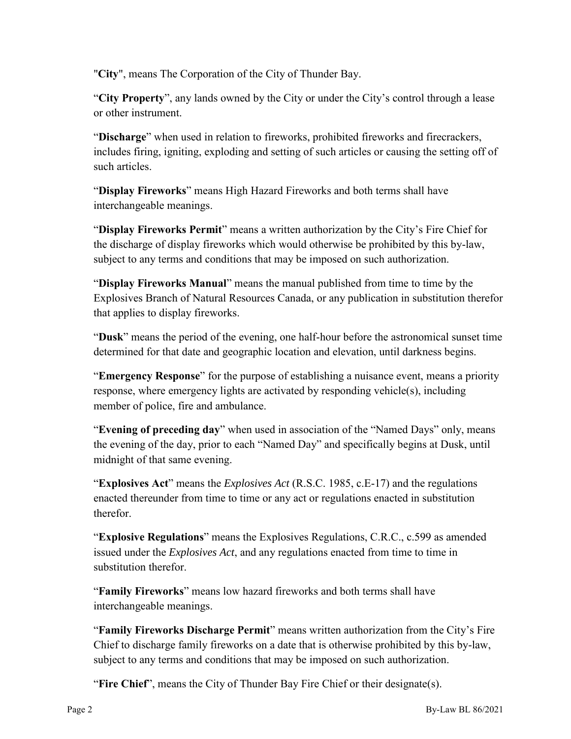"**City**", means The Corporation of the City of Thunder Bay.

"**City Property**", any lands owned by the City or under the City's control through a lease or other instrument.

"**Discharge**" when used in relation to fireworks, prohibited fireworks and firecrackers, includes firing, igniting, exploding and setting of such articles or causing the setting off of such articles.

"**Display Fireworks**" means High Hazard Fireworks and both terms shall have interchangeable meanings.

"**Display Fireworks Permit**" means a written authorization by the City's Fire Chief for the discharge of display fireworks which would otherwise be prohibited by this by-law, subject to any terms and conditions that may be imposed on such authorization.

"**Display Fireworks Manual**" means the manual published from time to time by the Explosives Branch of Natural Resources Canada, or any publication in substitution therefor that applies to display fireworks.

"**Dusk**" means the period of the evening, one half-hour before the astronomical sunset time determined for that date and geographic location and elevation, until darkness begins.

"**Emergency Response**" for the purpose of establishing a nuisance event, means a priority response, where emergency lights are activated by responding vehicle(s), including member of police, fire and ambulance.

"**Evening of preceding day**" when used in association of the "Named Days" only, means the evening of the day, prior to each "Named Day" and specifically begins at Dusk, until midnight of that same evening.

"**Explosives Act**" means the *Explosives Act* (R.S.C. 1985, c.E-17) and the regulations enacted thereunder from time to time or any act or regulations enacted in substitution therefor.

"**Explosive Regulations**" means the Explosives Regulations, C.R.C., c.599 as amended issued under the *Explosives Act*, and any regulations enacted from time to time in substitution therefor.

"**Family Fireworks**" means low hazard fireworks and both terms shall have interchangeable meanings.

"**Family Fireworks Discharge Permit**" means written authorization from the City's Fire Chief to discharge family fireworks on a date that is otherwise prohibited by this by-law, subject to any terms and conditions that may be imposed on such authorization.

"**Fire Chief**", means the City of Thunder Bay Fire Chief or their designate(s).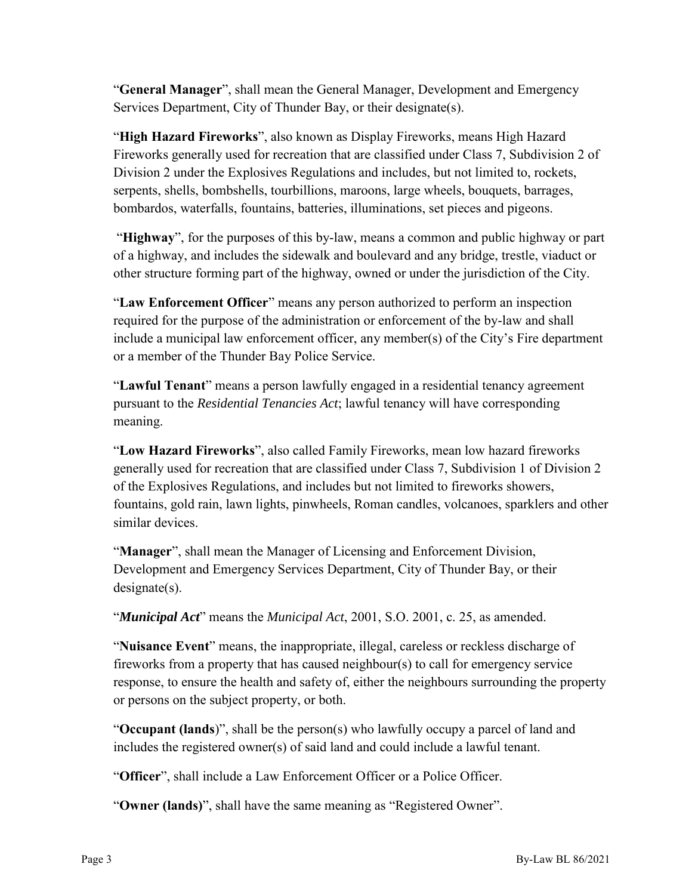"**General Manager**", shall mean the General Manager, Development and Emergency Services Department, City of Thunder Bay, or their designate(s).

"**High Hazard Fireworks**", also known as Display Fireworks, means High Hazard Fireworks generally used for recreation that are classified under Class 7, Subdivision 2 of Division 2 under the Explosives Regulations and includes, but not limited to, rockets, serpents, shells, bombshells, tourbillions, maroons, large wheels, bouquets, barrages, bombardos, waterfalls, fountains, batteries, illuminations, set pieces and pigeons.

"**Highway**", for the purposes of this by-law, means a common and public highway or part of a highway, and includes the sidewalk and boulevard and any bridge, trestle, viaduct or other structure forming part of the highway, owned or under the jurisdiction of the City.

"**Law Enforcement Officer**" means any person authorized to perform an inspection required for the purpose of the administration or enforcement of the by-law and shall include a municipal law enforcement officer, any member(s) of the City's Fire department or a member of the Thunder Bay Police Service.

"**Lawful Tenant**" means a person lawfully engaged in a residential tenancy agreement pursuant to the *Residential Tenancies Act*; lawful tenancy will have corresponding meaning.

"**Low Hazard Fireworks**", also called Family Fireworks, mean low hazard fireworks generally used for recreation that are classified under Class 7, Subdivision 1 of Division 2 of the Explosives Regulations, and includes but not limited to fireworks showers, fountains, gold rain, lawn lights, pinwheels, Roman candles, volcanoes, sparklers and other similar devices.

"**Manager**", shall mean the Manager of Licensing and Enforcement Division, Development and Emergency Services Department, City of Thunder Bay, or their designate(s).

"***Municipal Act***" means the *Municipal Act*, 2001, S.O. 2001, c. 25, as amended.

"**Nuisance Event**" means, the inappropriate, illegal, careless or reckless discharge of fireworks from a property that has caused neighbour(s) to call for emergency service response, to ensure the health and safety of, either the neighbours surrounding the property or persons on the subject property, or both.

"**Occupant (lands**)", shall be the person(s) who lawfully occupy a parcel of land and includes the registered owner(s) of said land and could include a lawful tenant.

"**Officer**", shall include a Law Enforcement Officer or a Police Officer.

"**Owner (lands)**", shall have the same meaning as "Registered Owner".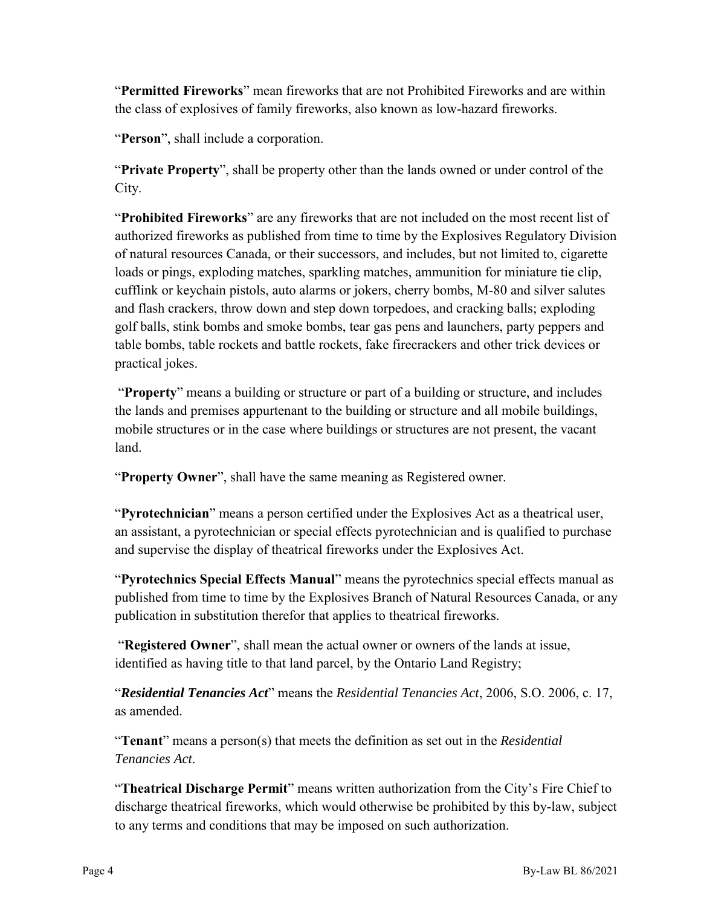"**Permitted Fireworks**" mean fireworks that are not Prohibited Fireworks and are within the class of explosives of family fireworks, also known as low-hazard fireworks.

"**Person**", shall include a corporation.

"**Private Property**", shall be property other than the lands owned or under control of the City.

"**Prohibited Fireworks**" are any fireworks that are not included on the most recent list of authorized fireworks as published from time to time by the Explosives Regulatory Division of natural resources Canada, or their successors, and includes, but not limited to, cigarette loads or pings, exploding matches, sparkling matches, ammunition for miniature tie clip, cufflink or keychain pistols, auto alarms or jokers, cherry bombs, M-80 and silver salutes and flash crackers, throw down and step down torpedoes, and cracking balls; exploding golf balls, stink bombs and smoke bombs, tear gas pens and launchers, party peppers and table bombs, table rockets and battle rockets, fake firecrackers and other trick devices or practical jokes.

"**Property**" means a building or structure or part of a building or structure, and includes the lands and premises appurtenant to the building or structure and all mobile buildings, mobile structures or in the case where buildings or structures are not present, the vacant land.

"**Property Owner**", shall have the same meaning as Registered owner.

"**Pyrotechnician**" means a person certified under the Explosives Act as a theatrical user, an assistant, a pyrotechnician or special effects pyrotechnician and is qualified to purchase and supervise the display of theatrical fireworks under the Explosives Act.

"**Pyrotechnics Special Effects Manual**" means the pyrotechnics special effects manual as published from time to time by the Explosives Branch of Natural Resources Canada, or any publication in substitution therefor that applies to theatrical fireworks.

"**Registered Owner**", shall mean the actual owner or owners of the lands at issue, identified as having title to that land parcel, by the Ontario Land Registry;

"***Residential Tenancies Act***" means the *Residential Tenancies Act*, 2006, S.O. 2006, c. 17, as amended.

"**Tenant**" means a person(s) that meets the definition as set out in the *Residential Tenancies Act*.

"**Theatrical Discharge Permit**" means written authorization from the City's Fire Chief to discharge theatrical fireworks, which would otherwise be prohibited by this by-law, subject to any terms and conditions that may be imposed on such authorization.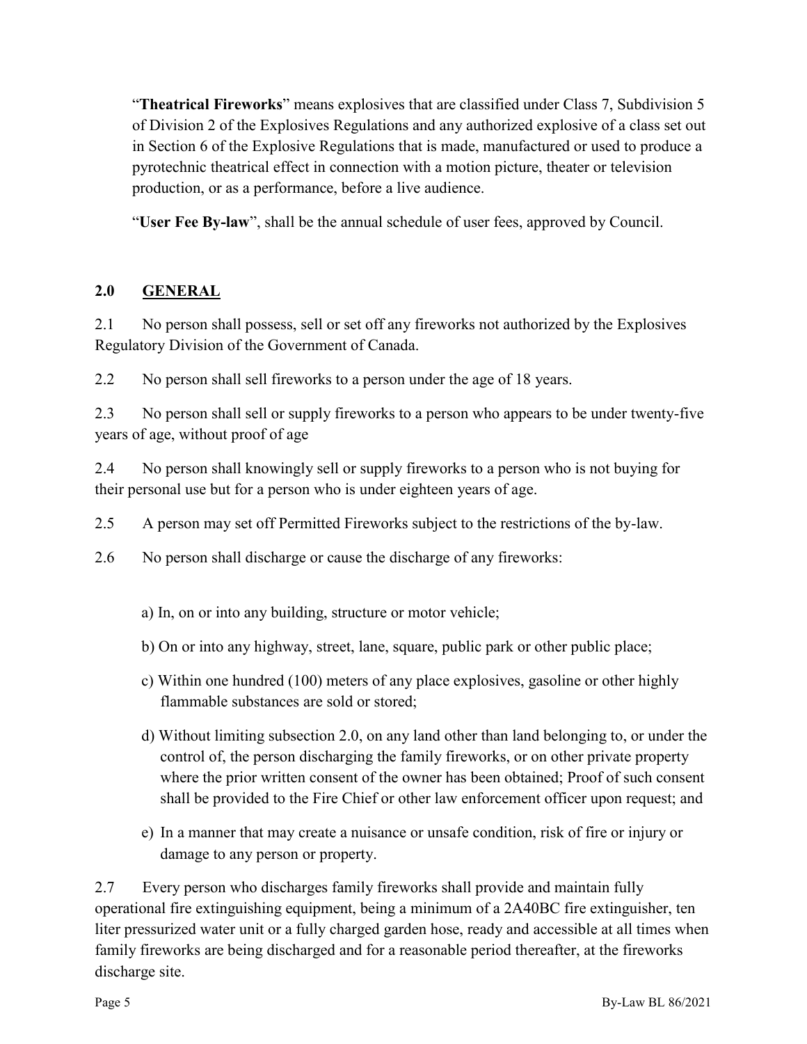"**Theatrical Fireworks**" means explosives that are classified under Class 7, Subdivision 5 of Division 2 of the Explosives Regulations and any authorized explosive of a class set out in Section 6 of the Explosive Regulations that is made, manufactured or used to produce a pyrotechnic theatrical effect in connection with a motion picture, theater or television production, or as a performance, before a live audience.

"**User Fee By-law**", shall be the annual schedule of user fees, approved by Council.

## 2.0 GENERAL

2.1 No person shall possess, sell or set off any fireworks not authorized by the Explosives Regulatory Division of the Government of Canada.

2.2 No person shall sell fireworks to a person under the age of 18 years.

2.3 No person shall sell or supply fireworks to a person who appears to be under twenty-five years of age, without proof of age

2.4 No person shall knowingly sell or supply fireworks to a person who is not buying for their personal use but for a person who is under eighteen years of age.

2.5 A person may set off Permitted Fireworks subject to the restrictions of the by-law.

2.6 No person shall discharge or cause the discharge of any fireworks:

a) In, on or into any building, structure or motor vehicle;

b) On or into any highway, street, lane, square, public park or other public place;

c) Within one hundred (100) meters of any place explosives, gasoline or other highly flammable substances are sold or stored;

d) Without limiting subsection 2.0, on any land other than land belonging to, or under the control of, the person discharging the family fireworks, or on other private property where the prior written consent of the owner has been obtained; Proof of such consent shall be provided to the Fire Chief or other law enforcement officer upon request; and

e) In a manner that may create a nuisance or unsafe condition, risk of fire or injury or damage to any person or property.

2.7 Every person who discharges family fireworks shall provide and maintain fully operational fire extinguishing equipment, being a minimum of a 2A40BC fire extinguisher, ten liter pressurized water unit or a fully charged garden hose, ready and accessible at all times when family fireworks are being discharged and for a reasonable period thereafter, at the fireworks discharge site.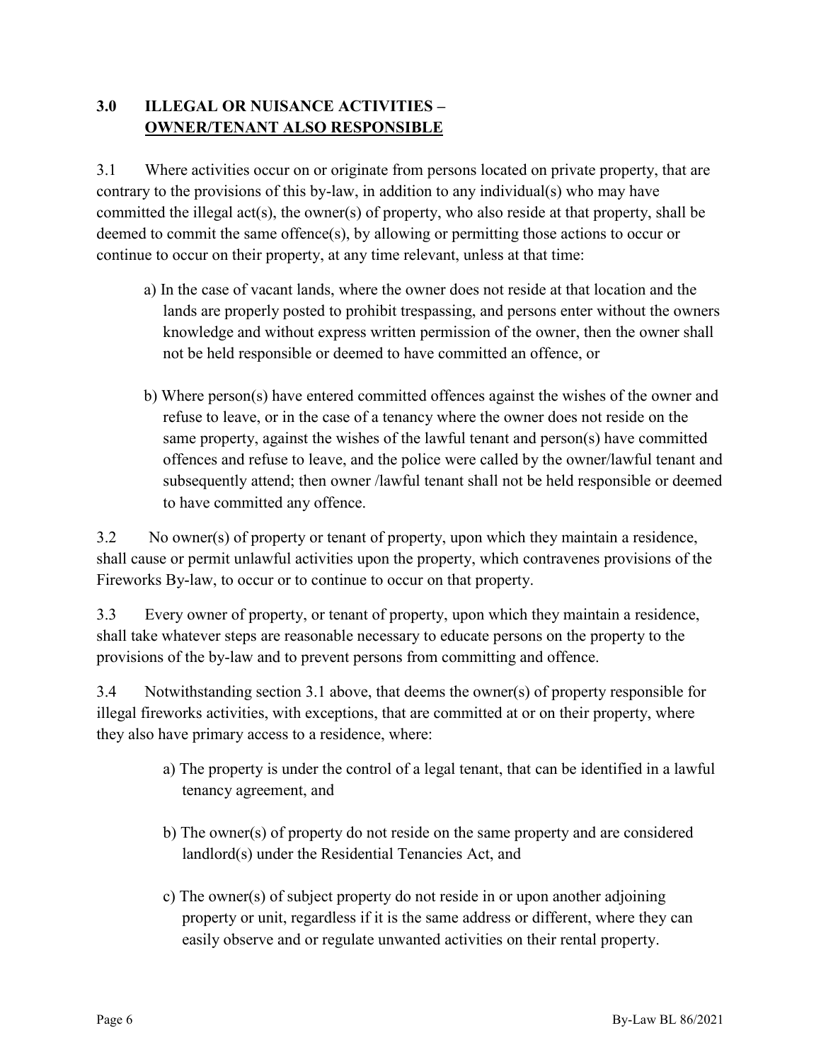## 3.0 ILLEGAL OR NUISANCE ACTIVITIES – <u>OWNER/TENANT ALSO RESPONSIBLE</u>

3.1 Where activities occur on or originate from persons located on private property, that are contrary to the provisions of this by-law, in addition to any individual(s) who may have committed the illegal act(s), the owner(s) of property, who also reside at that property, shall be deemed to commit the same offence(s), by allowing or permitting those actions to occur or continue to occur on their property, at any time relevant, unless at that time:

a) In the case of vacant lands, where the owner does not reside at that location and the lands are properly posted to prohibit trespassing, and persons enter without the owners knowledge and without express written permission of the owner, then the owner shall not be held responsible or deemed to have committed an offence, or

b) Where person(s) have entered committed offences against the wishes of the owner and refuse to leave, or in the case of a tenancy where the owner does not reside on the same property, against the wishes of the lawful tenant and person(s) have committed offences and refuse to leave, and the police were called by the owner/lawful tenant and subsequently attend; then owner /lawful tenant shall not be held responsible or deemed to have committed any offence.

3.2 No owner(s) of property or tenant of property, upon which they maintain a residence, shall cause or permit unlawful activities upon the property, which contravenes provisions of the Fireworks By-law, to occur or to continue to occur on that property.

3.3 Every owner of property, or tenant of property, upon which they maintain a residence, shall take whatever steps are reasonable necessary to educate persons on the property to the provisions of the by-law and to prevent persons from committing and offence.

3.4 Notwithstanding section 3.1 above, that deems the owner(s) of property responsible for illegal fireworks activities, with exceptions, that are committed at or on their property, where they also have primary access to a residence, where:

a) The property is under the control of a legal tenant, that can be identified in a lawful tenancy agreement, and

b) The owner(s) of property do not reside on the same property and are considered landlord(s) under the Residential Tenancies Act, and

c) The owner(s) of subject property do not reside in or upon another adjoining property or unit, regardless if it is the same address or different, where they can easily observe and or regulate unwanted activities on their rental property.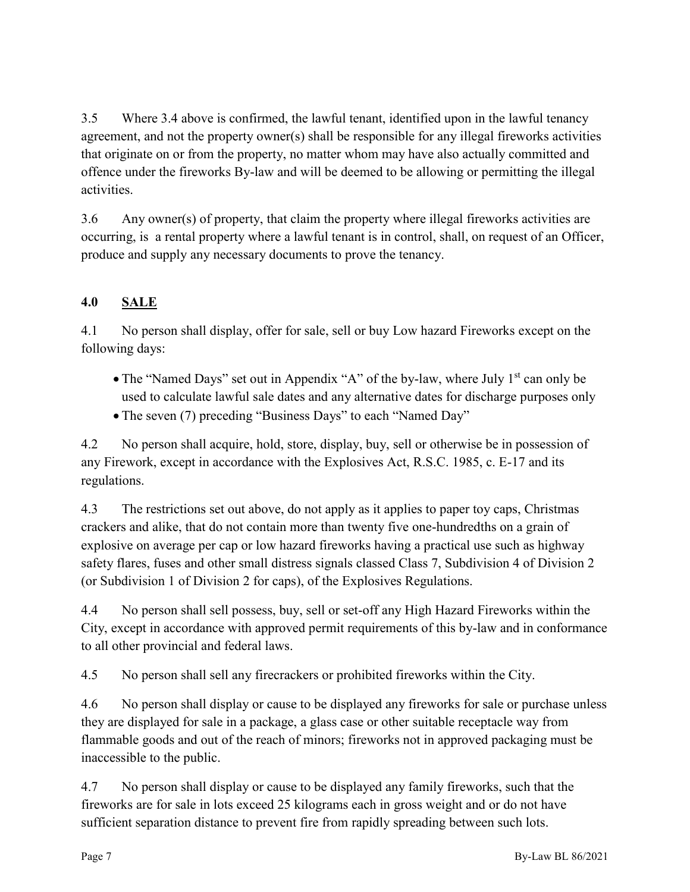3.5 Where 3.4 above is confirmed, the lawful tenant, identified upon in the lawful tenancy agreement, and not the property owner(s) shall be responsible for any illegal fireworks activities that originate on or from the property, no matter whom may have also actually committed and offence under the fireworks By-law and will be deemed to be allowing or permitting the illegal activities.

3.6 Any owner(s) of property, that claim the property where illegal fireworks activities are occurring, is a rental property where a lawful tenant is in control, shall, on request of an Officer, produce and supply any necessary documents to prove the tenancy.

## 4.0 SALE

4.1 No person shall display, offer for sale, sell or buy Low hazard Fireworks except on the following days:

- The "Named Days" set out in Appendix "A" of the by-law, where July 1st can only be used to calculate lawful sale dates and any alternative dates for discharge purposes only
- The seven (7) preceding "Business Days" to each "Named Day"

4.2 No person shall acquire, hold, store, display, buy, sell or otherwise be in possession of any Firework, except in accordance with the Explosives Act, R.S.C. 1985, c. E-17 and its regulations.

4.3 The restrictions set out above, do not apply as it applies to paper toy caps, Christmas crackers and alike, that do not contain more than twenty five one-hundredths on a grain of explosive on average per cap or low hazard fireworks having a practical use such as highway safety flares, fuses and other small distress signals classed Class 7, Subdivision 4 of Division 2 (or Subdivision 1 of Division 2 for caps), of the Explosives Regulations.

4.4 No person shall sell possess, buy, sell or set-off any High Hazard Fireworks within the City, except in accordance with approved permit requirements of this by-law and in conformance to all other provincial and federal laws.

4.5 No person shall sell any firecrackers or prohibited fireworks within the City.

4.6 No person shall display or cause to be displayed any fireworks for sale or purchase unless they are displayed for sale in a package, a glass case or other suitable receptacle way from flammable goods and out of the reach of minors; fireworks not in approved packaging must be inaccessible to the public.

4.7 No person shall display or cause to be displayed any family fireworks, such that the fireworks are for sale in lots exceed 25 kilograms each in gross weight and or do not have sufficient separation distance to prevent fire from rapidly spreading between such lots.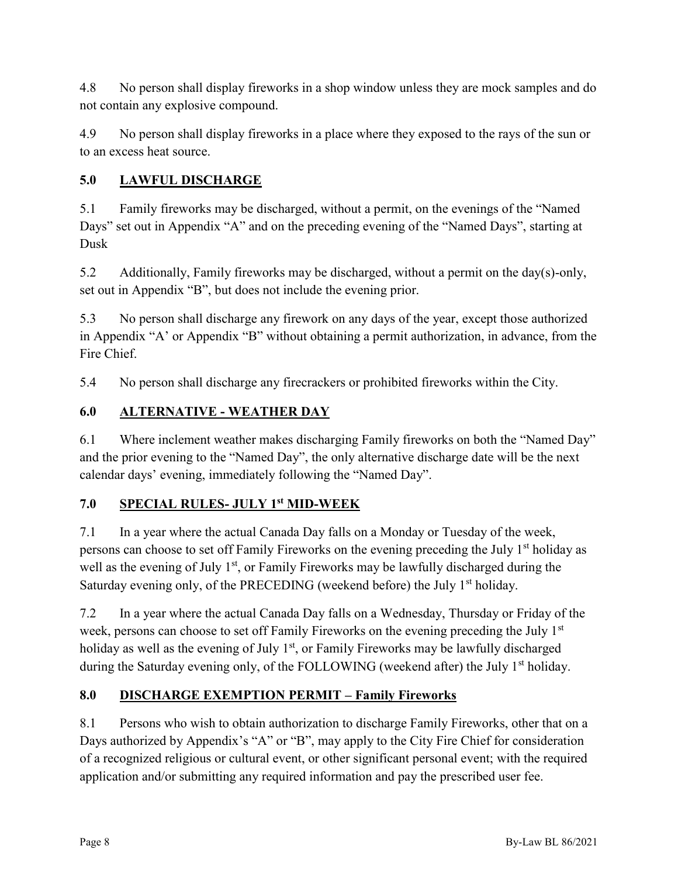4.8 No person shall display fireworks in a shop window unless they are mock samples and do not contain any explosive compound.

4.9 No person shall display fireworks in a place where they exposed to the rays of the sun or to an excess heat source.

## 5.0 LAWFUL DISCHARGE

5.1 Family fireworks may be discharged, without a permit, on the evenings of the "Named Days" set out in Appendix "A" and on the preceding evening of the "Named Days", starting at Dusk

5.2 Additionally, Family fireworks may be discharged, without a permit on the day(s)-only, set out in Appendix "B", but does not include the evening prior.

5.3 No person shall discharge any firework on any days of the year, except those authorized in Appendix "A' or Appendix "B" without obtaining a permit authorization, in advance, from the Fire Chief.

5.4 No person shall discharge any firecrackers or prohibited fireworks within the City.

## 6.0 ALTERNATIVE - WEATHER DAY

6.1 Where inclement weather makes discharging Family fireworks on both the "Named Day" and the prior evening to the "Named Day", the only alternative discharge date will be the next calendar days' evening, immediately following the "Named Day".

## 7.0 SPECIAL RULES- JULY 1st MID-WEEK

7.1 In a year where the actual Canada Day falls on a Monday or Tuesday of the week, persons can choose to set off Family Fireworks on the evening preceding the July 1st holiday as well as the evening of July 1st, or Family Fireworks may be lawfully discharged during the Saturday evening only, of the PRECEDING (weekend before) the July 1st holiday.

7.2 In a year where the actual Canada Day falls on a Wednesday, Thursday or Friday of the week, persons can choose to set off Family Fireworks on the evening preceding the July 1st holiday as well as the evening of July 1st, or Family Fireworks may be lawfully discharged during the Saturday evening only, of the FOLLOWING (weekend after) the July 1st holiday.

## 8.0 DISCHARGE EXEMPTION PERMIT – Family Fireworks

8.1 Persons who wish to obtain authorization to discharge Family Fireworks, other that on a Days authorized by Appendix's "A" or "B", may apply to the City Fire Chief for consideration of a recognized religious or cultural event, or other significant personal event; with the required application and/or submitting any required information and pay the prescribed user fee.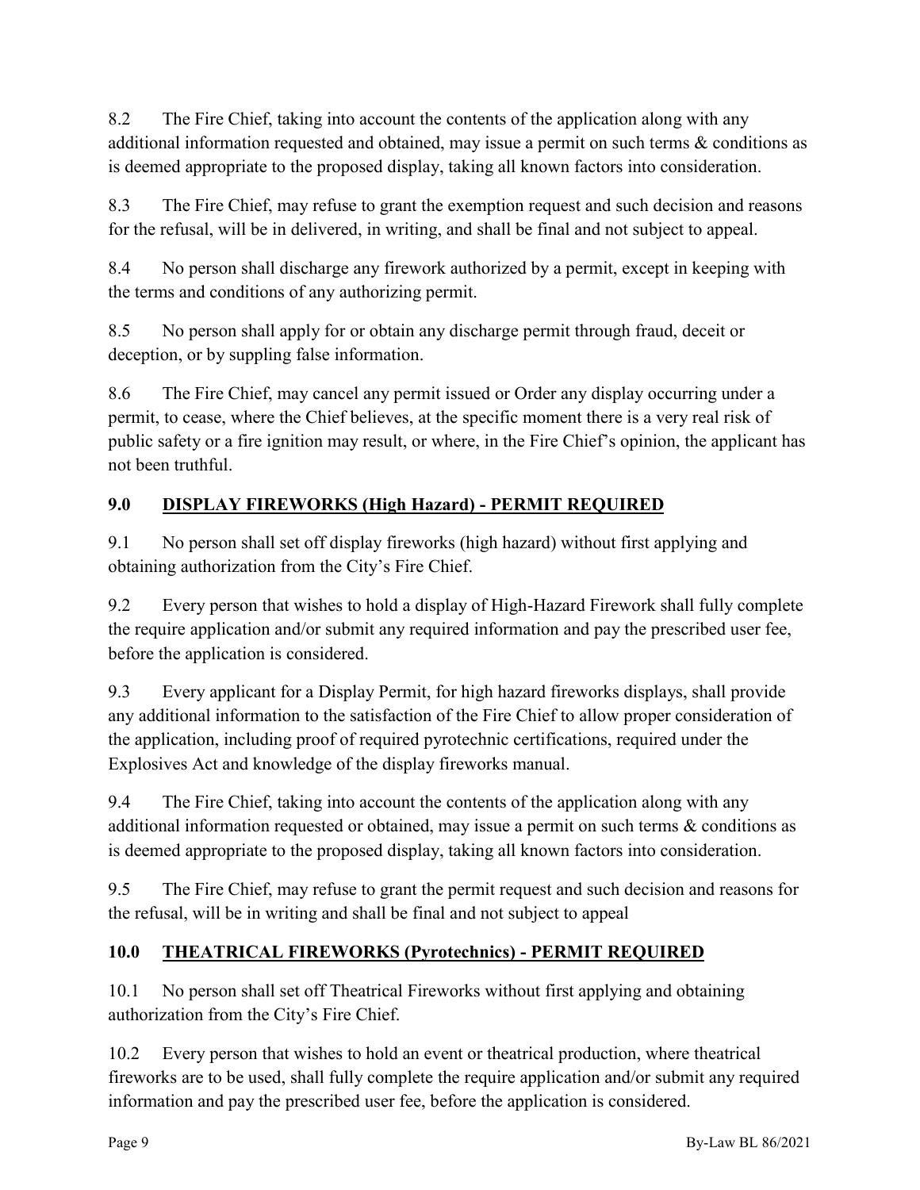8.2 The Fire Chief, taking into account the contents of the application along with any additional information requested and obtained, may issue a permit on such terms & conditions as is deemed appropriate to the proposed display, taking all known factors into consideration.

8.3 The Fire Chief, may refuse to grant the exemption request and such decision and reasons for the refusal, will be in delivered, in writing, and shall be final and not subject to appeal.

8.4 No person shall discharge any firework authorized by a permit, except in keeping with the terms and conditions of any authorizing permit.

8.5 No person shall apply for or obtain any discharge permit through fraud, deceit or deception, or by suppling false information.

8.6 The Fire Chief, may cancel any permit issued or Order any display occurring under a permit, to cease, where the Chief believes, at the specific moment there is a very real risk of public safety or a fire ignition may result, or where, in the Fire Chief's opinion, the applicant has not been truthful.

## 9.0 DISPLAY FIREWORKS (High Hazard) - PERMIT REQUIRED

9.1 No person shall set off display fireworks (high hazard) without first applying and obtaining authorization from the City's Fire Chief.

9.2 Every person that wishes to hold a display of High-Hazard Firework shall fully complete the require application and/or submit any required information and pay the prescribed user fee, before the application is considered.

9.3 Every applicant for a Display Permit, for high hazard fireworks displays, shall provide any additional information to the satisfaction of the Fire Chief to allow proper consideration of the application, including proof of required pyrotechnic certifications, required under the Explosives Act and knowledge of the display fireworks manual.

9.4 The Fire Chief, taking into account the contents of the application along with any additional information requested or obtained, may issue a permit on such terms & conditions as is deemed appropriate to the proposed display, taking all known factors into consideration.

9.5 The Fire Chief, may refuse to grant the permit request and such decision and reasons for the refusal, will be in writing and shall be final and not subject to appeal

## 10.0 THEATRICAL FIREWORKS (Pyrotechnics) - PERMIT REQUIRED

10.1 No person shall set off Theatrical Fireworks without first applying and obtaining authorization from the City's Fire Chief.

10.2 Every person that wishes to hold an event or theatrical production, where theatrical fireworks are to be used, shall fully complete the require application and/or submit any required information and pay the prescribed user fee, before the application is considered.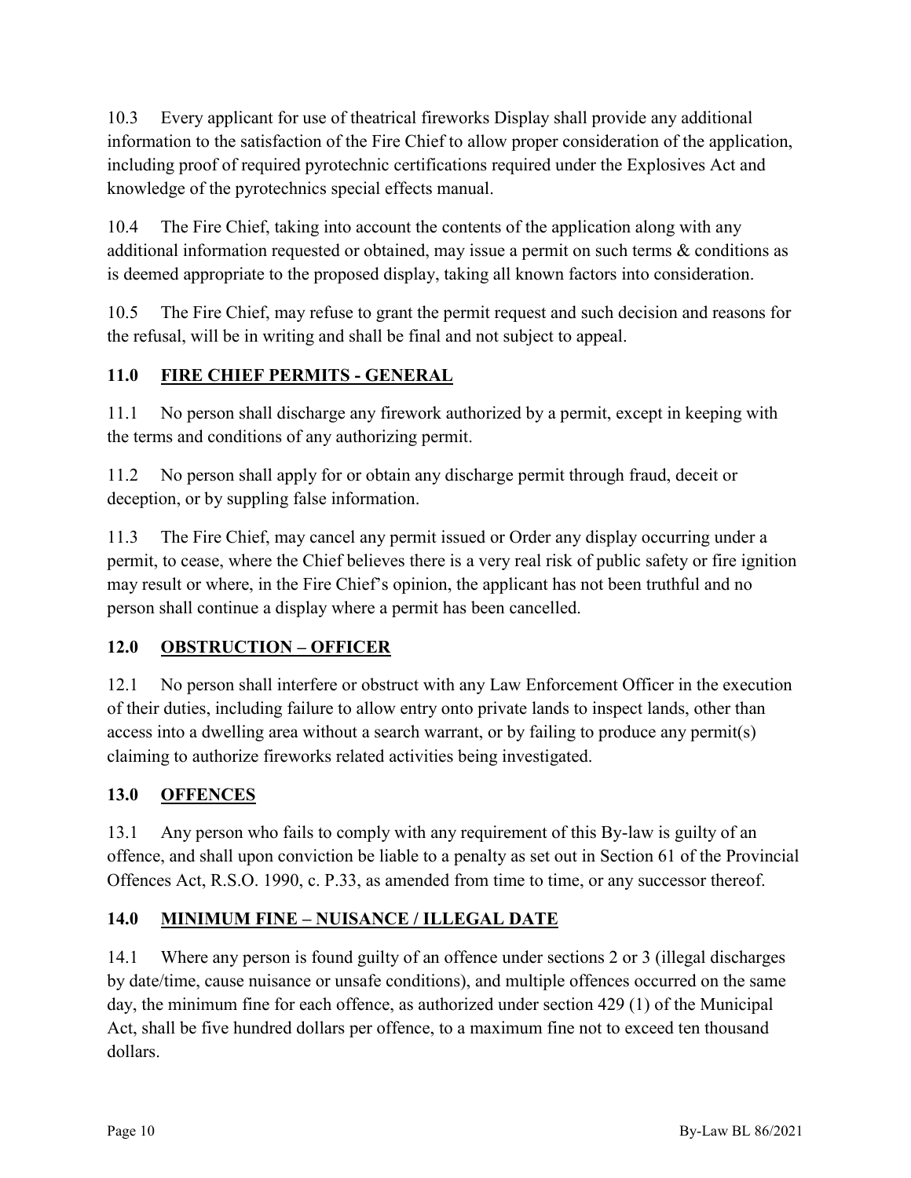10.3 Every applicant for use of theatrical fireworks Display shall provide any additional information to the satisfaction of the Fire Chief to allow proper consideration of the application, including proof of required pyrotechnic certifications required under the Explosives Act and knowledge of the pyrotechnics special effects manual.

10.4 The Fire Chief, taking into account the contents of the application along with any additional information requested or obtained, may issue a permit on such terms & conditions as is deemed appropriate to the proposed display, taking all known factors into consideration.

10.5 The Fire Chief, may refuse to grant the permit request and such decision and reasons for the refusal, will be in writing and shall be final and not subject to appeal.

## 11.0 FIRE CHIEF PERMITS - GENERAL

11.1 No person shall discharge any firework authorized by a permit, except in keeping with the terms and conditions of any authorizing permit.

11.2 No person shall apply for or obtain any discharge permit through fraud, deceit or deception, or by suppling false information.

11.3 The Fire Chief, may cancel any permit issued or Order any display occurring under a permit, to cease, where the Chief believes there is a very real risk of public safety or fire ignition may result or where, in the Fire Chief's opinion, the applicant has not been truthful and no person shall continue a display where a permit has been cancelled.

## 12.0 OBSTRUCTION – OFFICER

12.1 No person shall interfere or obstruct with any Law Enforcement Officer in the execution of their duties, including failure to allow entry onto private lands to inspect lands, other than access into a dwelling area without a search warrant, or by failing to produce any permit(s) claiming to authorize fireworks related activities being investigated.

## 13.0 OFFENCES

13.1 Any person who fails to comply with any requirement of this By-law is guilty of an offence, and shall upon conviction be liable to a penalty as set out in Section 61 of the Provincial Offences Act, R.S.O. 1990, c. P.33, as amended from time to time, or any successor thereof.

## 14.0 MINIMUM FINE – NUISANCE / ILLEGAL DATE

14.1 Where any person is found guilty of an offence under sections 2 or 3 (illegal discharges by date/time, cause nuisance or unsafe conditions), and multiple offences occurred on the same day, the minimum fine for each offence, as authorized under section 429 (1) of the Municipal Act, shall be five hundred dollars per offence, to a maximum fine not to exceed ten thousand dollars.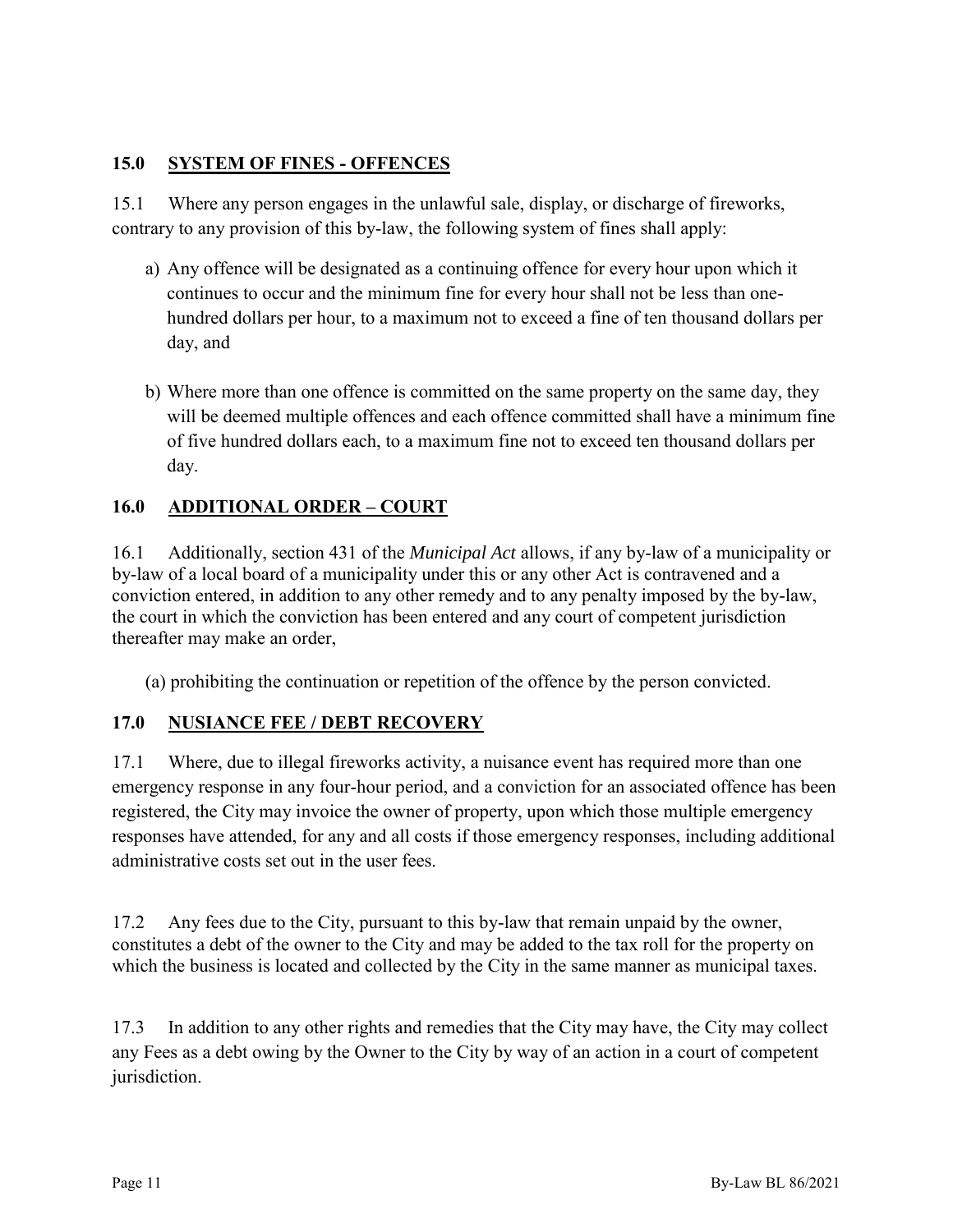## 15.0 SYSTEM OF FINES - OFFENCES

15.1 Where any person engages in the unlawful sale, display, or discharge of fireworks, contrary to any provision of this by-law, the following system of fines shall apply:

a) Any offence will be designated as a continuing offence for every hour upon which it continues to occur and the minimum fine for every hour shall not be less than one-hundred dollars per hour, to a maximum not to exceed a fine of ten thousand dollars per day, and

b) Where more than one offence is committed on the same property on the same day, they will be deemed multiple offences and each offence committed shall have a minimum fine of five hundred dollars each, to a maximum fine not to exceed ten thousand dollars per day.

## 16.0 ADDITIONAL ORDER – COURT

16.1 Additionally, section 431 of the *Municipal Act* allows, if any by-law of a municipality or by-law of a local board of a municipality under this or any other Act is contravened and a conviction entered, in addition to any other remedy and to any penalty imposed by the by-law, the court in which the conviction has been entered and any court of competent jurisdiction thereafter may make an order,

(a) prohibiting the continuation or repetition of the offence by the person convicted.

## 17.0 NUSIANCE FEE / DEBT RECOVERY

17.1 Where, due to illegal fireworks activity, a nuisance event has required more than one emergency response in any four-hour period, and a conviction for an associated offence has been registered, the City may invoice the owner of property, upon which those multiple emergency responses have attended, for any and all costs if those emergency responses, including additional administrative costs set out in the user fees.

17.2 Any fees due to the City, pursuant to this by-law that remain unpaid by the owner, constitutes a debt of the owner to the City and may be added to the tax roll for the property on which the business is located and collected by the City in the same manner as municipal taxes.

17.3 In addition to any other rights and remedies that the City may have, the City may collect any Fees as a debt owing by the Owner to the City by way of an action in a court of competent jurisdiction.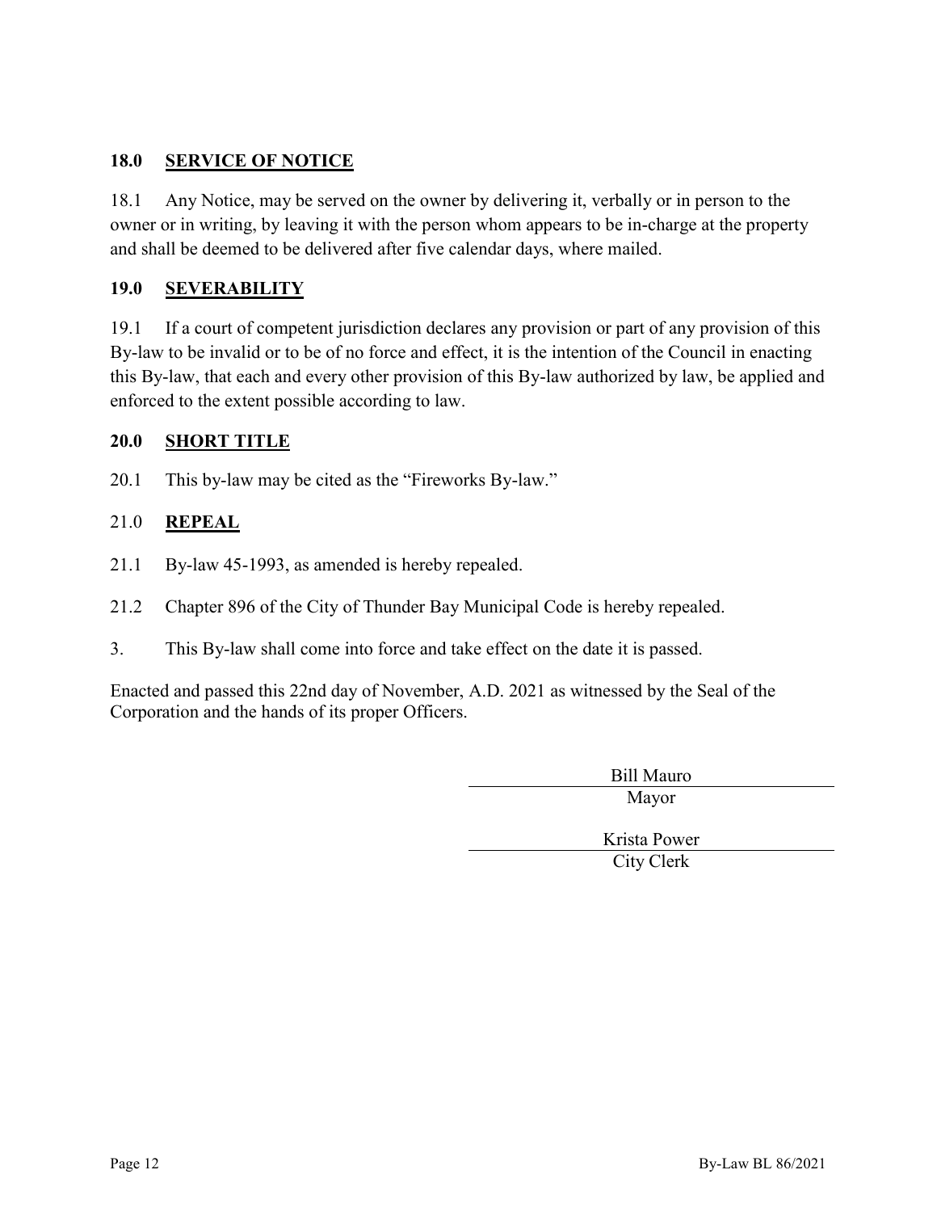### 18.0 SERVICE OF NOTICE

18.1 Any Notice, may be served on the owner by delivering it, verbally or in person to the owner or in writing, by leaving it with the person whom appears to be in-charge at the property and shall be deemed to be delivered after five calendar days, where mailed.

### 19.0 SEVERABILITY

19.1 If a court of competent jurisdiction declares any provision or part of any provision of this By-law to be invalid or to be of no force and effect, it is the intention of the Council in enacting this By-law, that each and every other provision of this By-law authorized by law, be applied and enforced to the extent possible according to law.

### 20.0 SHORT TITLE

20.1 This by-law may be cited as the "Fireworks By-law."

### 21.0 REPEAL

21.1 By-law 45-1993, as amended is hereby repealed.

21.2 Chapter 896 of the City of Thunder Bay Municipal Code is hereby repealed.

3. This By-law shall come into force and take effect on the date it is passed.

Enacted and passed this 22nd day of November, A.D. 2021 as witnessed by the Seal of the Corporation and the hands of its proper Officers.

Bill Mauro
Mayor

Krista Power
City Clerk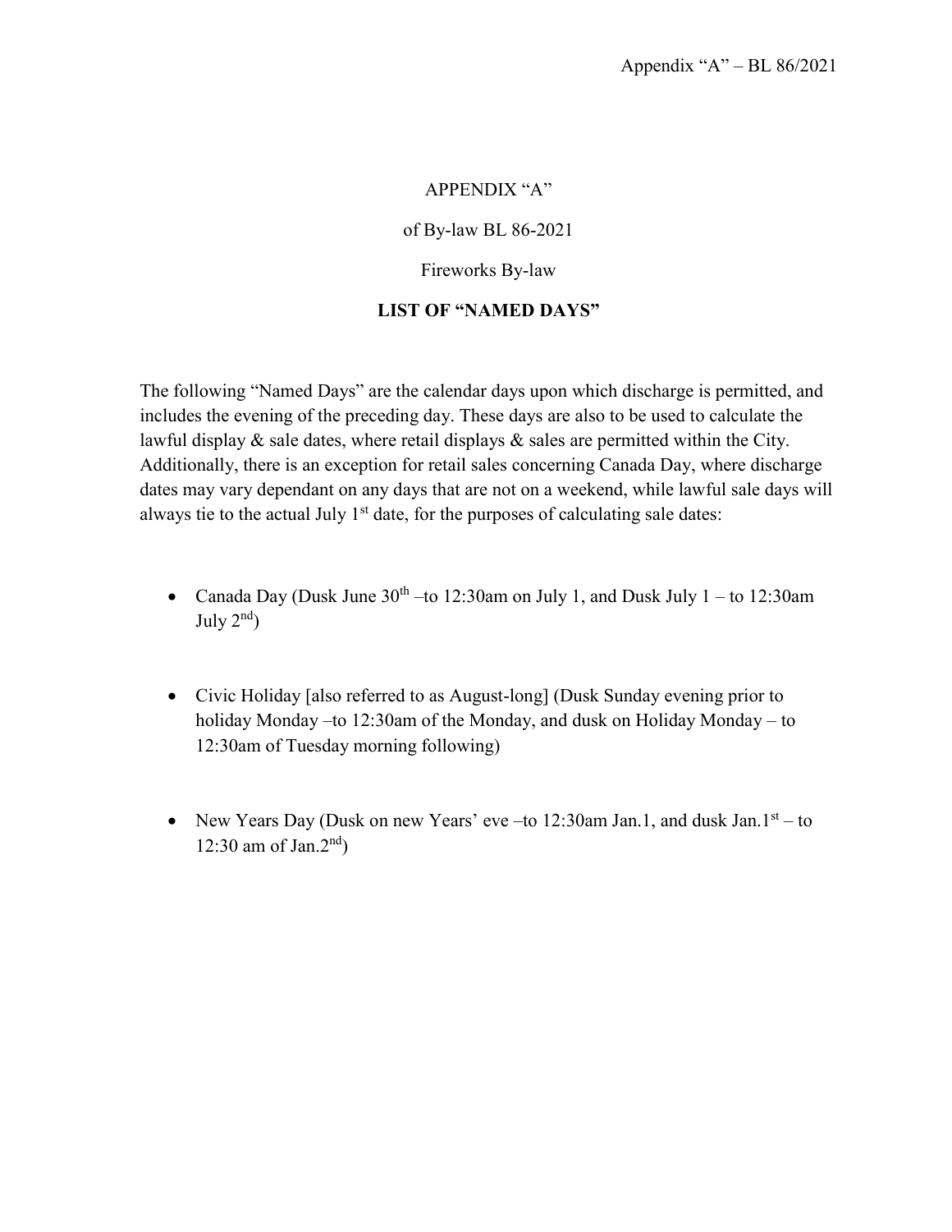# APPENDIX "A"

of By-law BL 86-2021

Fireworks By-law

**LIST OF "NAMED DAYS"**

The following "Named Days" are the calendar days upon which discharge is permitted, and includes the evening of the preceding day. These days are also to be used to calculate the lawful display & sale dates, where retail displays & sales are permitted within the City. Additionally, there is an exception for retail sales concerning Canada Day, where discharge dates may vary dependant on any days that are not on a weekend, while lawful sale days will always tie to the actual July 1st date, for the purposes of calculating sale dates:

- Canada Day (Dusk June 30th –to 12:30am on July 1, and Dusk July 1 – to 12:30am July 2nd)
- Civic Holiday [also referred to as August-long] (Dusk Sunday evening prior to holiday Monday –to 12:30am of the Monday, and dusk on Holiday Monday – to 12:30am of Tuesday morning following)
- New Years Day (Dusk on new Years' eve –to 12:30am Jan.1, and dusk Jan.1st – to 12:30 am of Jan.2nd)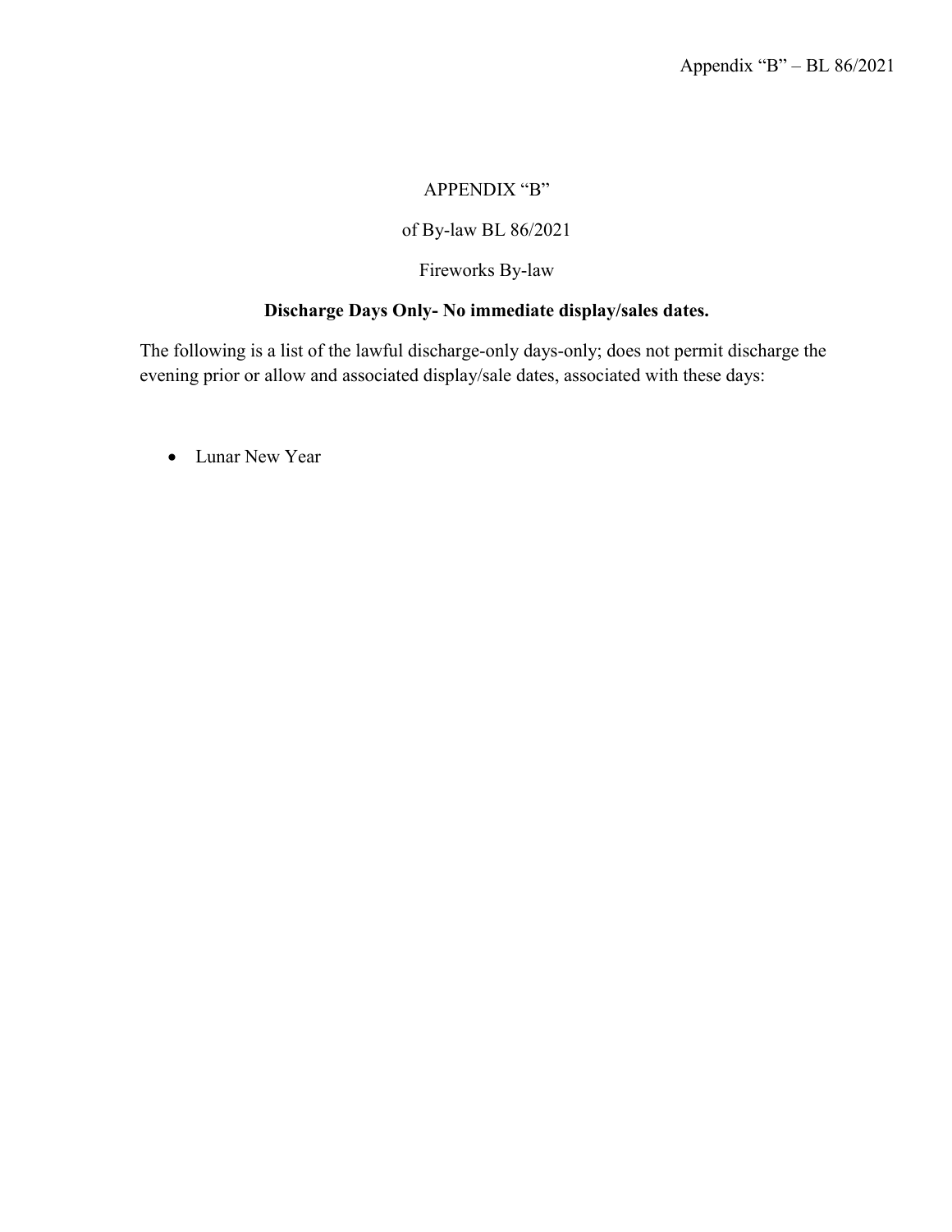# APPENDIX "B"

of By-law BL 86/2021

Fireworks By-law

**Discharge Days Only- No immediate display/sales dates.**

The following is a list of the lawful discharge-only days-only; does not permit discharge the evening prior or allow and associated display/sale dates, associated with these days:

- Lunar New Year